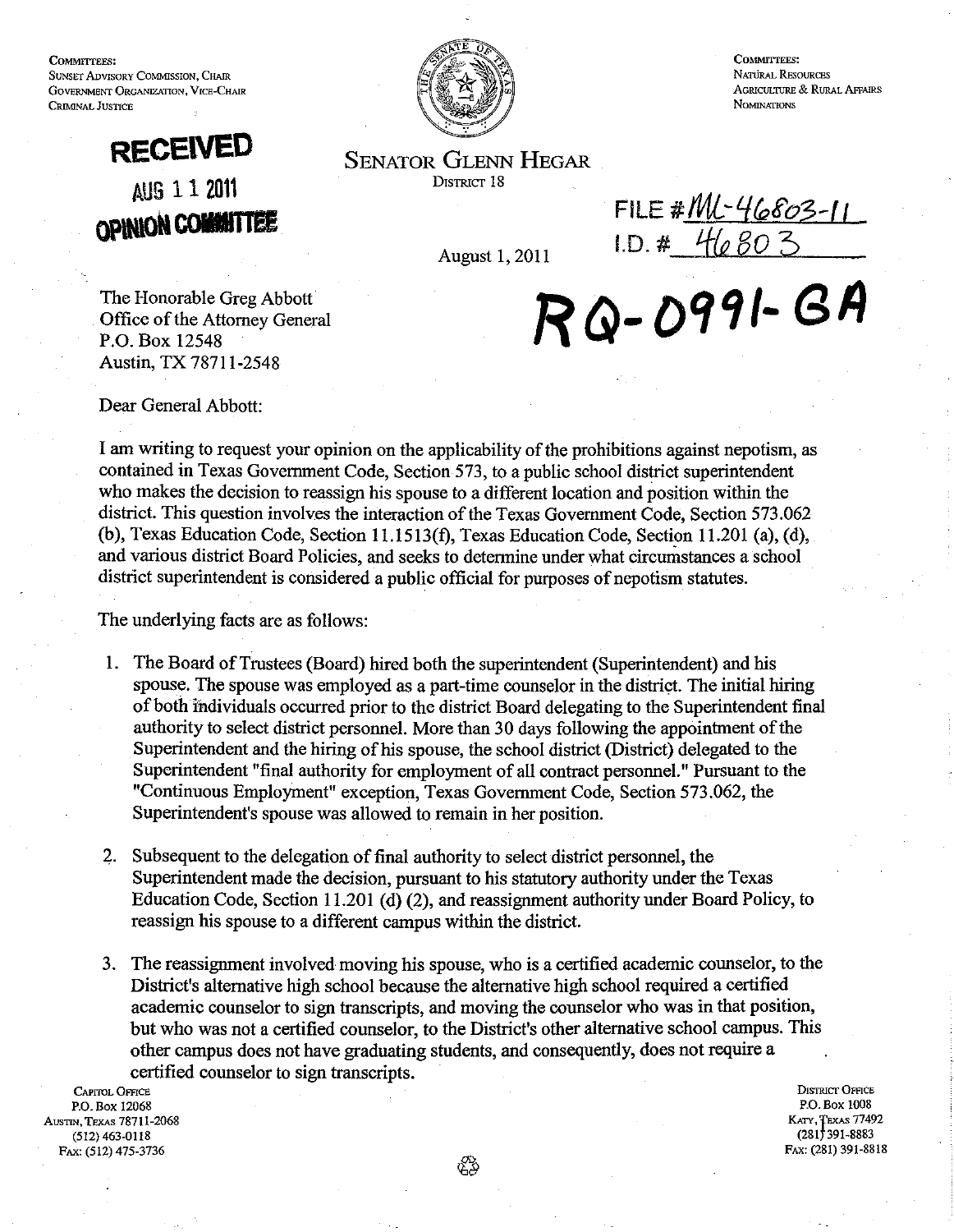COMMITTEES:
SUNSET ADVISORY COMMISSION, CHAIR
GOVERNMENT ORGANIZATION, VICE-CHAIR
CRIMINAL JUSTICE

**RECEIVED**
**AUG 11 2011**
**OPINION COMMITTEE**

SENATOR GLENN HEGAR
DISTRICT 18

COMMITTEES:
NATURAL RESOURCES
AGRICULTURE & RURAL AFFAIRS
NOMINATIONS

FILE # ML-46803-11
I.D. # 46803

August 1, 2011

**RQ-0991-GA**

The Honorable Greg Abbott
Office of the Attorney General
P.O. Box 12548
Austin, TX 78711-2548

Dear General Abbott:

I am writing to request your opinion on the applicability of the prohibitions against nepotism, as contained in Texas Government Code, Section 573, to a public school district superintendent who makes the decision to reassign his spouse to a different location and position within the district. This question involves the interaction of the Texas Government Code, Section 573.062 (b), Texas Education Code, Section 11.1513(f), Texas Education Code, Section 11.201 (a), (d), and various district Board Policies, and seeks to determine under what circumstances a school district superintendent is considered a public official for purposes of nepotism statutes.

The underlying facts are as follows:

1. The Board of Trustees (Board) hired both the superintendent (Superintendent) and his spouse. The spouse was employed as a part-time counselor in the district. The initial hiring of both individuals occurred prior to the district Board delegating to the Superintendent final authority to select district personnel. More than 30 days following the appointment of the Superintendent and the hiring of his spouse, the school district (District) delegated to the Superintendent "final authority for employment of all contract personnel." Pursuant to the "Continuous Employment" exception, Texas Government Code, Section 573.062, the Superintendent's spouse was allowed to remain in her position.

2. Subsequent to the delegation of final authority to select district personnel, the Superintendent made the decision, pursuant to his statutory authority under the Texas Education Code, Section 11.201 (d) (2), and reassignment authority under Board Policy, to reassign his spouse to a different campus within the district.

3. The reassignment involved moving his spouse, who is a certified academic counselor, to the District's alternative high school because the alternative high school required a certified academic counselor to sign transcripts, and moving the counselor who was in that position, but who was not a certified counselor, to the District's other alternative school campus. This other campus does not have graduating students, and consequently, does not require a certified counselor to sign transcripts.

CAPITOL OFFICE
P.O. Box 12068
AUSTIN, TEXAS 78711-2068
(512) 463-0118
FAX: (512) 475-3736

DISTRICT OFFICE
P.O. Box 1008
KATY, TEXAS 77492
(281) 391-8883
FAX: (281) 391-8818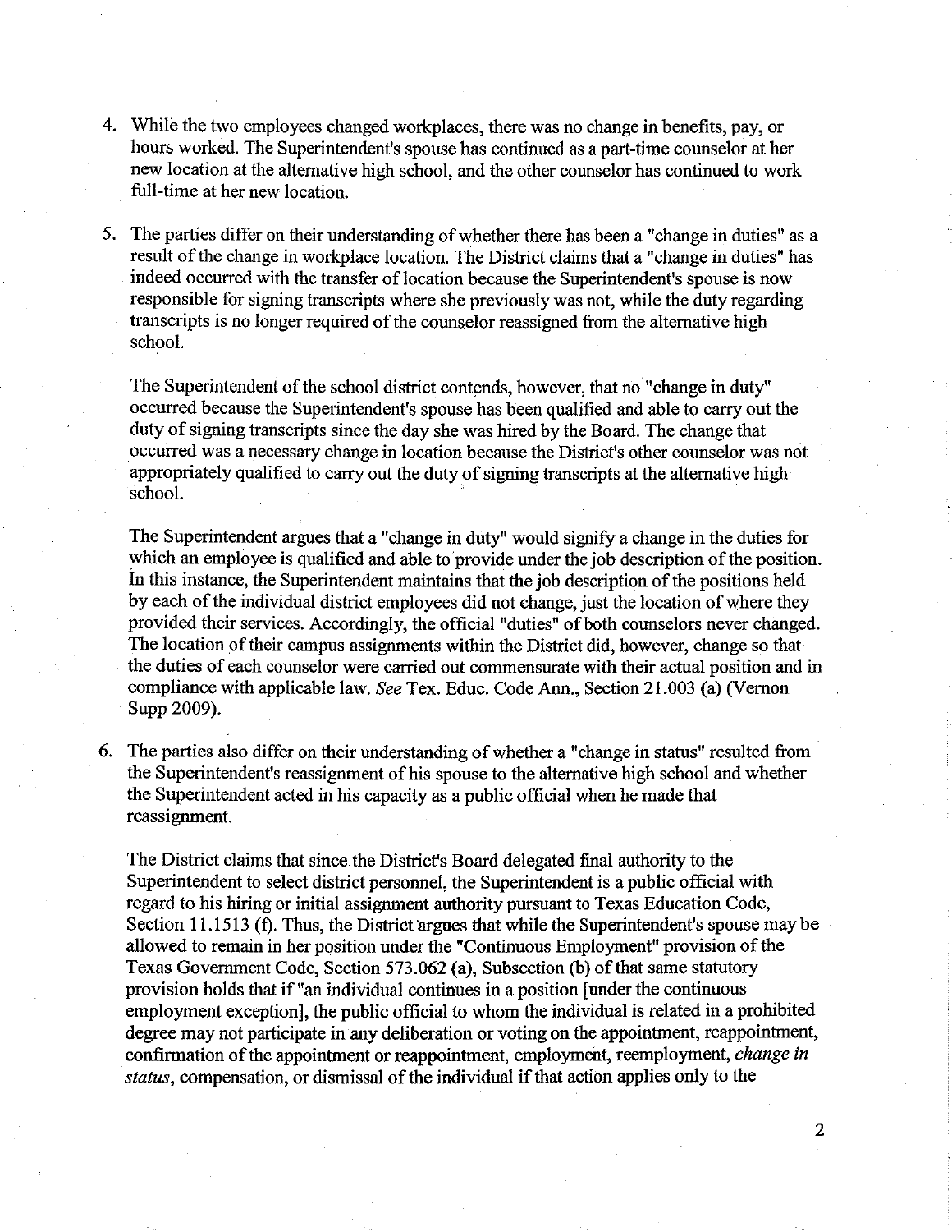4. While the two employees changed workplaces, there was no change in benefits, pay, or hours worked. The Superintendent's spouse has continued as a part-time counselor at her new location at the alternative high school, and the other counselor has continued to work full-time at her new location.

5. The parties differ on their understanding of whether there has been a "change in duties" as a result of the change in workplace location. The District claims that a "change in duties" has indeed occurred with the transfer of location because the Superintendent's spouse is now responsible for signing transcripts where she previously was not, while the duty regarding transcripts is no longer required of the counselor reassigned from the alternative high school.

   The Superintendent of the school district contends, however, that no "change in duty" occurred because the Superintendent's spouse has been qualified and able to carry out the duty of signing transcripts since the day she was hired by the Board. The change that occurred was a necessary change in location because the District's other counselor was not appropriately qualified to carry out the duty of signing transcripts at the alternative high school.

   The Superintendent argues that a "change in duty" would signify a change in the duties for which an employee is qualified and able to provide under the job description of the position. In this instance, the Superintendent maintains that the job description of the positions held by each of the individual district employees did not change, just the location of where they provided their services. Accordingly, the official "duties" of both counselors never changed. The location of their campus assignments within the District did, however, change so that the duties of each counselor were carried out commensurate with their actual position and in compliance with applicable law. *See* Tex. Educ. Code Ann., Section 21.003 (a) (Vernon Supp 2009).

6. The parties also differ on their understanding of whether a "change in status" resulted from the Superintendent's reassignment of his spouse to the alternative high school and whether the Superintendent acted in his capacity as a public official when he made that reassignment.

   The District claims that since the District's Board delegated final authority to the Superintendent to select district personnel, the Superintendent is a public official with regard to his hiring or initial assignment authority pursuant to Texas Education Code, Section 11.1513 (f). Thus, the District argues that while the Superintendent's spouse may be allowed to remain in her position under the "Continuous Employment" provision of the Texas Government Code, Section 573.062 (a), Subsection (b) of that same statutory provision holds that if "an individual continues in a position [under the continuous employment exception], the public official to whom the individual is related in a prohibited degree may not participate in any deliberation or voting on the appointment, reappointment, confirmation of the appointment or reappointment, employment, reemployment, *change in status*, compensation, or dismissal of the individual if that action applies only to the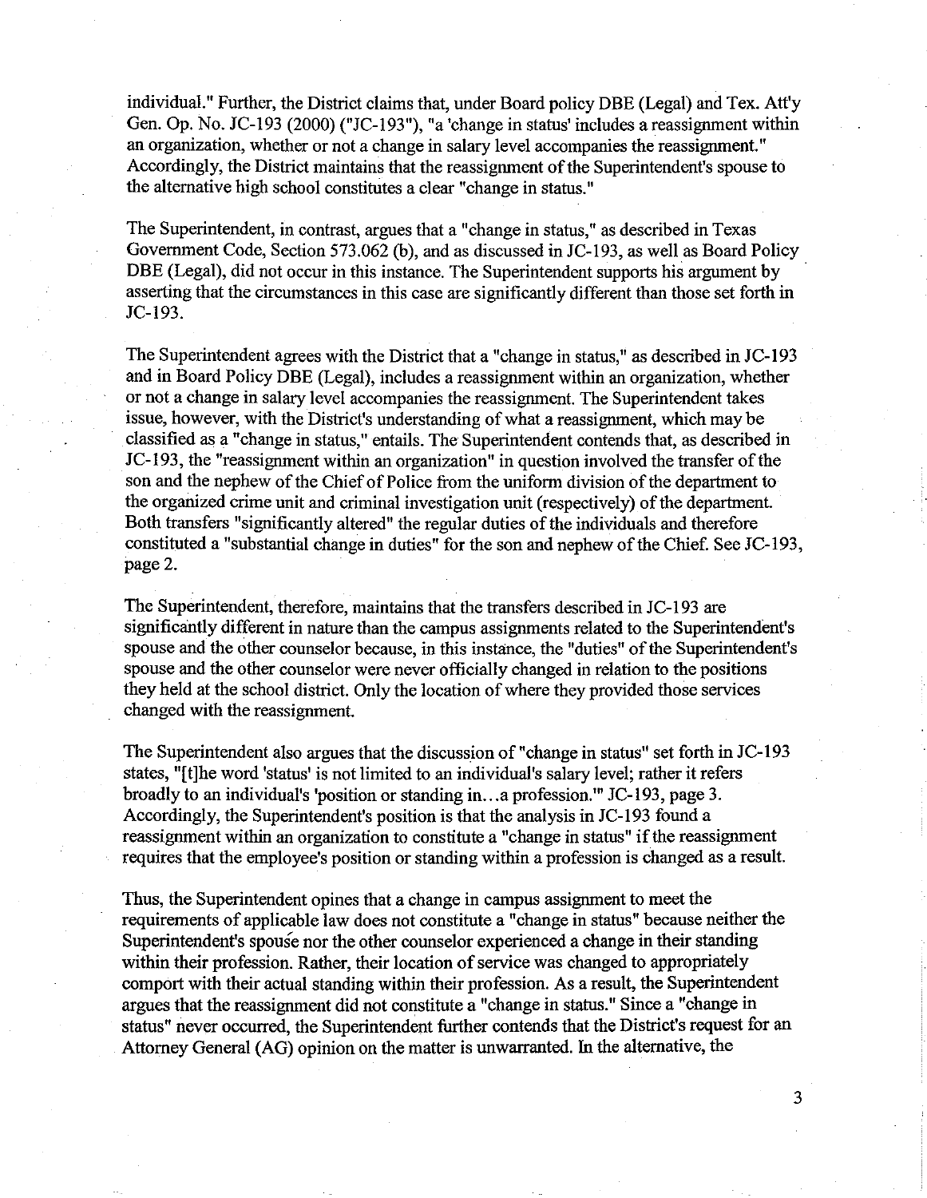individual." Further, the District claims that, under Board policy DBE (Legal) and Tex. Att'y Gen. Op. No. JC-193 (2000) ("JC-193"), "a 'change in status' includes a reassignment within an organization, whether or not a change in salary level accompanies the reassignment." Accordingly, the District maintains that the reassignment of the Superintendent's spouse to the alternative high school constitutes a clear "change in status."

The Superintendent, in contrast, argues that a "change in status," as described in Texas Government Code, Section 573.062 (b), and as discussed in JC-193, as well as Board Policy DBE (Legal), did not occur in this instance. The Superintendent supports his argument by asserting that the circumstances in this case are significantly different than those set forth in JC-193.

The Superintendent agrees with the District that a "change in status," as described in JC-193 and in Board Policy DBE (Legal), includes a reassignment within an organization, whether or not a change in salary level accompanies the reassignment. The Superintendent takes issue, however, with the District's understanding of what a reassignment, which may be classified as a "change in status," entails. The Superintendent contends that, as described in JC-193, the "reassignment within an organization" in question involved the transfer of the son and the nephew of the Chief of Police from the uniform division of the department to the organized crime unit and criminal investigation unit (respectively) of the department. Both transfers "significantly altered" the regular duties of the individuals and therefore constituted a "substantial change in duties" for the son and nephew of the Chief. See JC-193, page 2.

The Superintendent, therefore, maintains that the transfers described in JC-193 are significantly different in nature than the campus assignments related to the Superintendent's spouse and the other counselor because, in this instance, the "duties" of the Superintendent's spouse and the other counselor were never officially changed in relation to the positions they held at the school district. Only the location of where they provided those services changed with the reassignment.

The Superintendent also argues that the discussion of "change in status" set forth in JC-193 states, "[t]he word 'status' is not limited to an individual's salary level; rather it refers broadly to an individual's 'position or standing in...a profession.'" JC-193, page 3. Accordingly, the Superintendent's position is that the analysis in JC-193 found a reassignment within an organization to constitute a "change in status" if the reassignment requires that the employee's position or standing within a profession is changed as a result.

Thus, the Superintendent opines that a change in campus assignment to meet the requirements of applicable law does not constitute a "change in status" because neither the Superintendent's spouse nor the other counselor experienced a change in their standing within their profession. Rather, their location of service was changed to appropriately comport with their actual standing within their profession. As a result, the Superintendent argues that the reassignment did not constitute a "change in status." Since a "change in status" never occurred, the Superintendent further contends that the District's request for an Attorney General (AG) opinion on the matter is unwarranted. In the alternative, the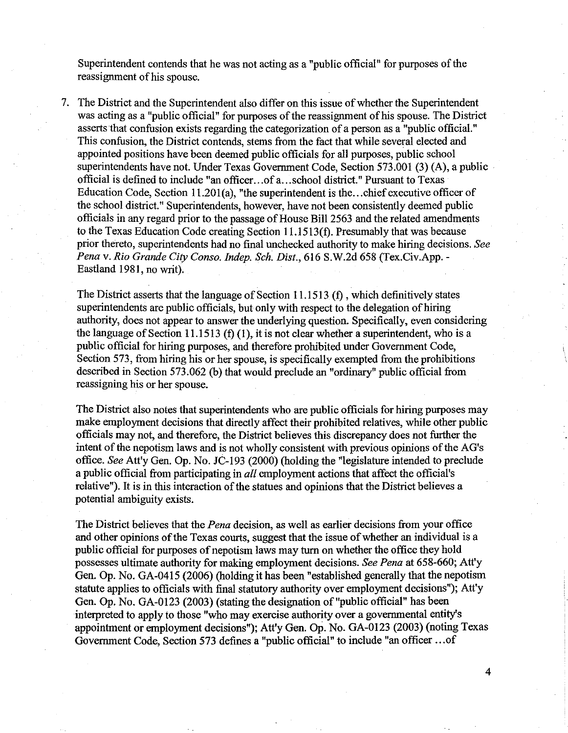Superintendent contends that he was not acting as a "public official" for purposes of the reassignment of his spouse.

7. The District and the Superintendent also differ on this issue of whether the Superintendent was acting as a "public official" for purposes of the reassignment of his spouse. The District asserts that confusion exists regarding the categorization of a person as a "public official." This confusion, the District contends, stems from the fact that while several elected and appointed positions have been deemed public officials for all purposes, public school superintendents have not. Under Texas Government Code, Section 573.001 (3) (A), a public official is defined to include "an officer...of a...school district." Pursuant to Texas Education Code, Section 11.201(a), "the superintendent is the...chief executive officer of the school district." Superintendents, however, have not been consistently deemed public officials in any regard prior to the passage of House Bill 2563 and the related amendments to the Texas Education Code creating Section 11.1513(f). Presumably that was because prior thereto, superintendents had no final unchecked authority to make hiring decisions. *See Pena v. Rio Grande City Conso. Indep. Sch. Dist.*, 616 S.W.2d 658 (Tex.Civ.App. - Eastland 1981, no writ).

   The District asserts that the language of Section 11.1513 (f), which definitively states superintendents are public officials, but only with respect to the delegation of hiring authority, does not appear to answer the underlying question. Specifically, even considering the language of Section 11.1513 (f) (1), it is not clear whether a superintendent, who is a public official for hiring purposes, and therefore prohibited under Government Code, Section 573, from hiring his or her spouse, is specifically exempted from the prohibitions described in Section 573.062 (b) that would preclude an "ordinary" public official from reassigning his or her spouse.

   The District also notes that superintendents who are public officials for hiring purposes may make employment decisions that directly affect their prohibited relatives, while other public officials may not, and therefore, the District believes this discrepancy does not further the intent of the nepotism laws and is not wholly consistent with previous opinions of the AG's office. *See* Att'y Gen. Op. No. JC-193 (2000) (holding the "legislature intended to preclude a public official from participating in *all* employment actions that affect the official's relative"). It is in this interaction of the statues and opinions that the District believes a potential ambiguity exists.

   The District believes that the *Pena* decision, as well as earlier decisions from your office and other opinions of the Texas courts, suggest that the issue of whether an individual is a public official for purposes of nepotism laws may turn on whether the office they hold possesses ultimate authority for making employment decisions. *See Pena* at 658-660; Att'y Gen. Op. No. GA-0415 (2006) (holding it has been "established generally that the nepotism statute applies to officials with final statutory authority over employment decisions"); Att'y Gen. Op. No. GA-0123 (2003) (stating the designation of "public official" has been interpreted to apply to those "who may exercise authority over a governmental entity's appointment or employment decisions"); Att'y Gen. Op. No. GA-0123 (2003) (noting Texas Government Code, Section 573 defines a "public official" to include "an officer ...of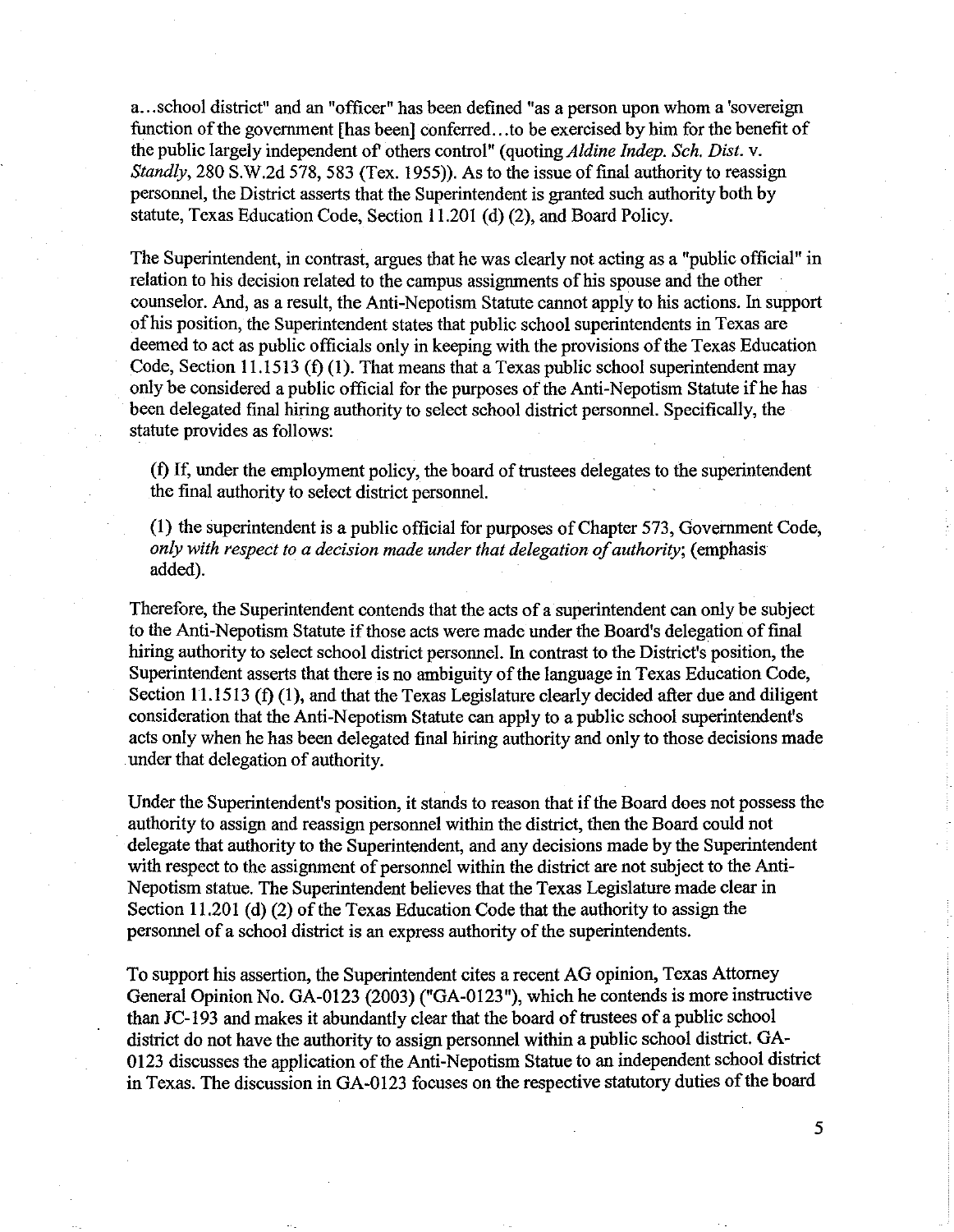a...school district" and an "officer" has been defined "as a person upon whom a 'sovereign function of the government [has been] conferred...to be exercised by him for the benefit of the public largely independent of others control" (quoting *Aldine Indep. Sch. Dist.* v. *Standly*, 280 S.W.2d 578, 583 (Tex. 1955)). As to the issue of final authority to reassign personnel, the District asserts that the Superintendent is granted such authority both by statute, Texas Education Code, Section 11.201 (d) (2), and Board Policy.

The Superintendent, in contrast, argues that he was clearly not acting as a "public official" in relation to his decision related to the campus assignments of his spouse and the other counselor. And, as a result, the Anti-Nepotism Statute cannot apply to his actions. In support of his position, the Superintendent states that public school superintendents in Texas are deemed to act as public officials only in keeping with the provisions of the Texas Education Code, Section 11.1513 (f) (1). That means that a Texas public school superintendent may only be considered a public official for the purposes of the Anti-Nepotism Statute if he has been delegated final hiring authority to select school district personnel. Specifically, the statute provides as follows:

> (f) If, under the employment policy, the board of trustees delegates to the superintendent the final authority to select district personnel.
>
> (1) the superintendent is a public official for purposes of Chapter 573, Government Code, *only with respect to a decision made under that delegation of authority*; (emphasis added).

Therefore, the Superintendent contends that the acts of a superintendent can only be subject to the Anti-Nepotism Statute if those acts were made under the Board's delegation of final hiring authority to select school district personnel. In contrast to the District's position, the Superintendent asserts that there is no ambiguity of the language in Texas Education Code, Section 11.1513 (f) (1), and that the Texas Legislature clearly decided after due and diligent consideration that the Anti-Nepotism Statute can apply to a public school superintendent's acts only when he has been delegated final hiring authority and only to those decisions made under that delegation of authority.

Under the Superintendent's position, it stands to reason that if the Board does not possess the authority to assign and reassign personnel within the district, then the Board could not delegate that authority to the Superintendent, and any decisions made by the Superintendent with respect to the assignment of personnel within the district are not subject to the Anti-Nepotism statue. The Superintendent believes that the Texas Legislature made clear in Section 11.201 (d) (2) of the Texas Education Code that the authority to assign the personnel of a school district is an express authority of the superintendents.

To support his assertion, the Superintendent cites a recent AG opinion, Texas Attorney General Opinion No. GA-0123 (2003) ("GA-0123"), which he contends is more instructive than JC-193 and makes it abundantly clear that the board of trustees of a public school district do not have the authority to assign personnel within a public school district. GA-0123 discusses the application of the Anti-Nepotism Statue to an independent school district in Texas. The discussion in GA-0123 focuses on the respective statutory duties of the board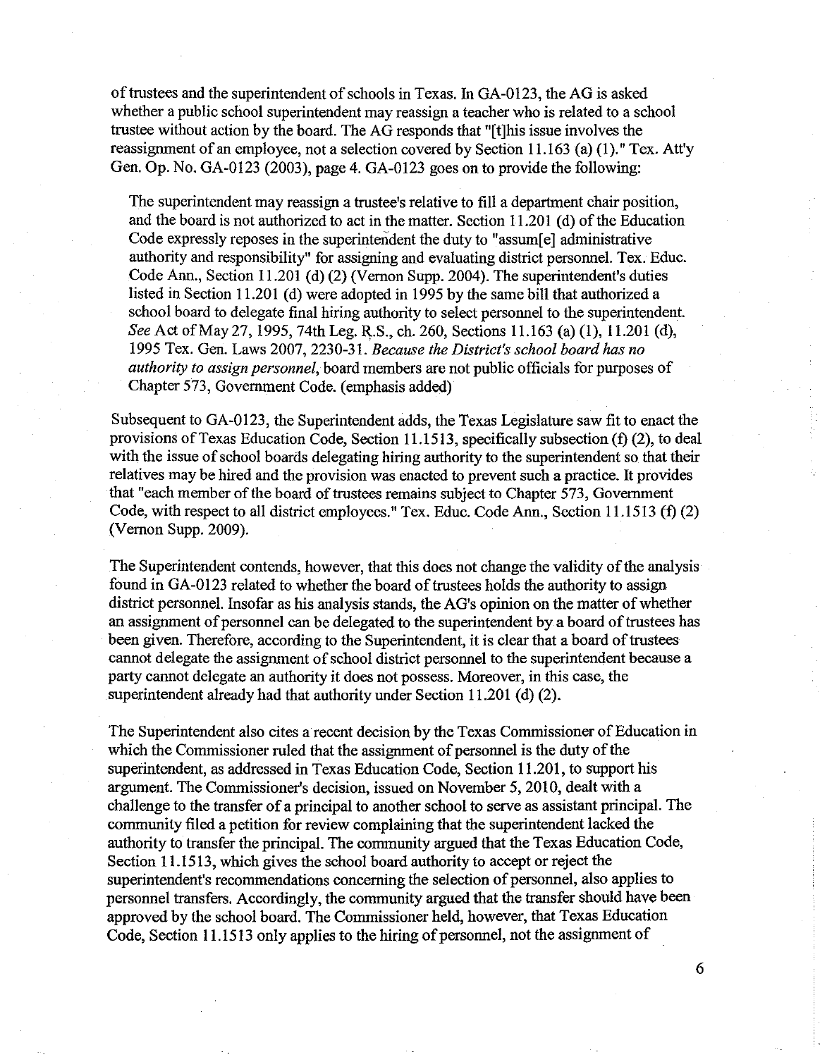of trustees and the superintendent of schools in Texas. In GA-0123, the AG is asked whether a public school superintendent may reassign a teacher who is related to a school trustee without action by the board. The AG responds that "[t]his issue involves the reassignment of an employee, not a selection covered by Section 11.163 (a) (1)." Tex. Att'y Gen. Op. No. GA-0123 (2003), page 4. GA-0123 goes on to provide the following:

> The superintendent may reassign a trustee's relative to fill a department chair position, and the board is not authorized to act in the matter. Section 11.201 (d) of the Education Code expressly reposes in the superintendent the duty to "assum[e] administrative authority and responsibility" for assigning and evaluating district personnel. Tex. Educ. Code Ann., Section 11.201 (d) (2) (Vernon Supp. 2004). The superintendent's duties listed in Section 11.201 (d) were adopted in 1995 by the same bill that authorized a school board to delegate final hiring authority to select personnel to the superintendent. *See* Act of May 27, 1995, 74th Leg. R.S., ch. 260, Sections 11.163 (a) (1), 11.201 (d), 1995 Tex. Gen. Laws 2007, 2230-31. *Because the District's school board has no authority to assign personnel*, board members are not public officials for purposes of Chapter 573, Government Code. (emphasis added)

Subsequent to GA-0123, the Superintendent adds, the Texas Legislature saw fit to enact the provisions of Texas Education Code, Section 11.1513, specifically subsection (f) (2), to deal with the issue of school boards delegating hiring authority to the superintendent so that their relatives may be hired and the provision was enacted to prevent such a practice. It provides that "each member of the board of trustees remains subject to Chapter 573, Government Code, with respect to all district employees." Tex. Educ. Code Ann., Section 11.1513 (f) (2) (Vernon Supp. 2009).

The Superintendent contends, however, that this does not change the validity of the analysis found in GA-0123 related to whether the board of trustees holds the authority to assign district personnel. Insofar as his analysis stands, the AG's opinion on the matter of whether an assignment of personnel can be delegated to the superintendent by a board of trustees has been given. Therefore, according to the Superintendent, it is clear that a board of trustees cannot delegate the assignment of school district personnel to the superintendent because a party cannot delegate an authority it does not possess. Moreover, in this case, the superintendent already had that authority under Section 11.201 (d) (2).

The Superintendent also cites a recent decision by the Texas Commissioner of Education in which the Commissioner ruled that the assignment of personnel is the duty of the superintendent, as addressed in Texas Education Code, Section 11.201, to support his argument. The Commissioner's decision, issued on November 5, 2010, dealt with a challenge to the transfer of a principal to another school to serve as assistant principal. The community filed a petition for review complaining that the superintendent lacked the authority to transfer the principal. The community argued that the Texas Education Code, Section 11.1513, which gives the school board authority to accept or reject the superintendent's recommendations concerning the selection of personnel, also applies to personnel transfers. Accordingly, the community argued that the transfer should have been approved by the school board. The Commissioner held, however, that Texas Education Code, Section 11.1513 only applies to the hiring of personnel, not the assignment of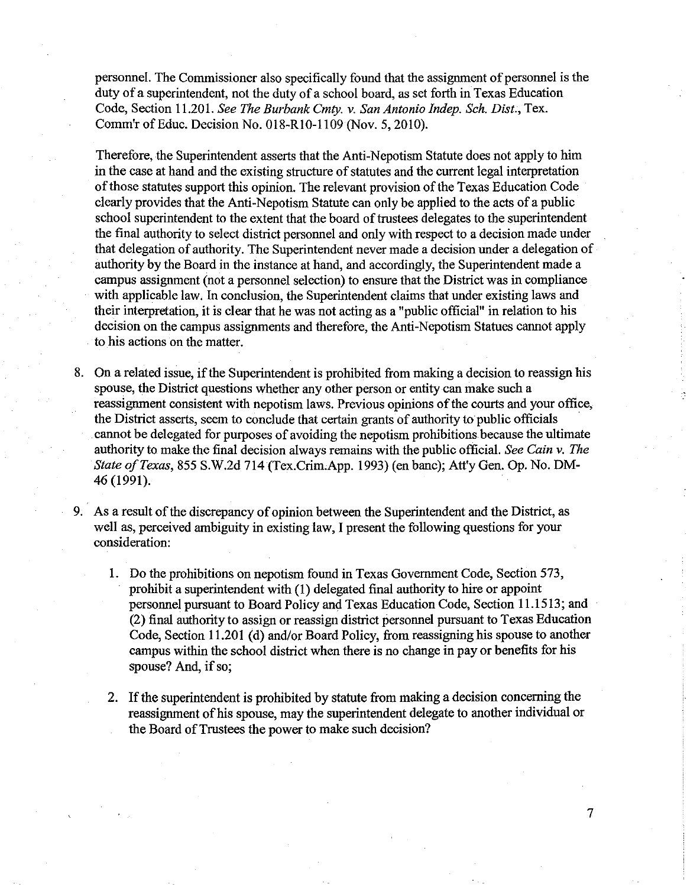personnel. The Commissioner also specifically found that the assignment of personnel is the duty of a superintendent, not the duty of a school board, as set forth in Texas Education Code, Section 11.201. *See The Burbank Cmty. v. San Antonio Indep. Sch. Dist.*, Tex. Comm'r of Educ. Decision No. 018-R10-1109 (Nov. 5, 2010).

Therefore, the Superintendent asserts that the Anti-Nepotism Statute does not apply to him in the case at hand and the existing structure of statutes and the current legal interpretation of those statutes support this opinion. The relevant provision of the Texas Education Code clearly provides that the Anti-Nepotism Statute can only be applied to the acts of a public school superintendent to the extent that the board of trustees delegates to the superintendent the final authority to select district personnel and only with respect to a decision made under that delegation of authority. The Superintendent never made a decision under a delegation of authority by the Board in the instance at hand, and accordingly, the Superintendent made a campus assignment (not a personnel selection) to ensure that the District was in compliance with applicable law. In conclusion, the Superintendent claims that under existing laws and their interpretation, it is clear that he was not acting as a "public official" in relation to his decision on the campus assignments and therefore, the Anti-Nepotism Statues cannot apply to his actions on the matter.

8. On a related issue, if the Superintendent is prohibited from making a decision to reassign his spouse, the District questions whether any other person or entity can make such a reassignment consistent with nepotism laws. Previous opinions of the courts and your office, the District asserts, seem to conclude that certain grants of authority to public officials cannot be delegated for purposes of avoiding the nepotism prohibitions because the ultimate authority to make the final decision always remains with the public official. *See Cain v. The State of Texas*, 855 S.W.2d 714 (Tex.Crim.App. 1993) (en banc); Att'y Gen. Op. No. DM-46 (1991).

9. As a result of the discrepancy of opinion between the Superintendent and the District, as well as, perceived ambiguity in existing law, I present the following questions for your consideration:

    1. Do the prohibitions on nepotism found in Texas Government Code, Section 573, prohibit a superintendent with (1) delegated final authority to hire or appoint personnel pursuant to Board Policy and Texas Education Code, Section 11.1513; and (2) final authority to assign or reassign district personnel pursuant to Texas Education Code, Section 11.201 (d) and/or Board Policy, from reassigning his spouse to another campus within the school district when there is no change in pay or benefits for his spouse? And, if so;

    2. If the superintendent is prohibited by statute from making a decision concerning the reassignment of his spouse, may the superintendent delegate to another individual or the Board of Trustees the power to make such decision?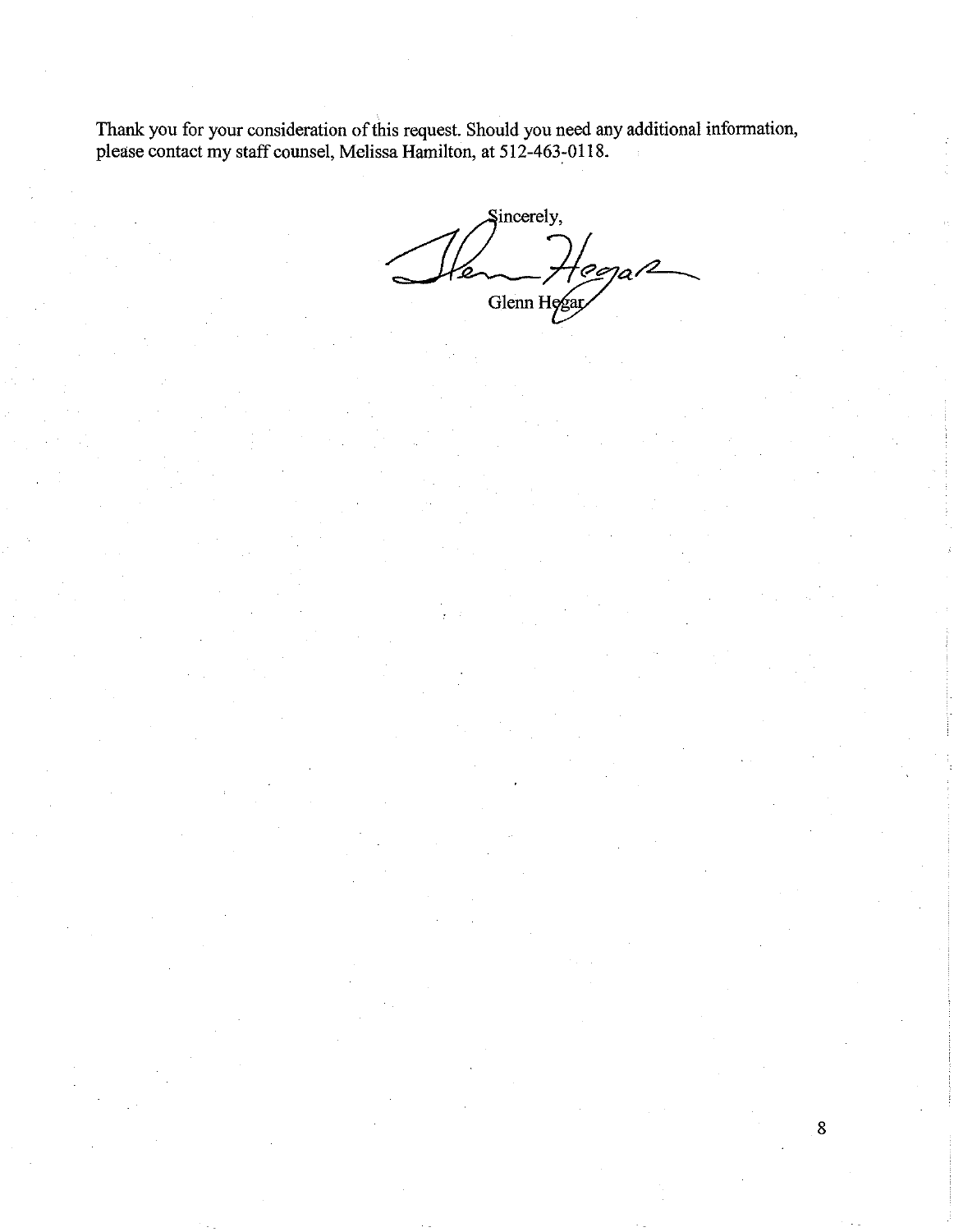Thank you for your consideration of this request. Should you need any additional information, please contact my staff counsel, Melissa Hamilton, at 512-463-0118.

Sincerely,

Glenn Hegar